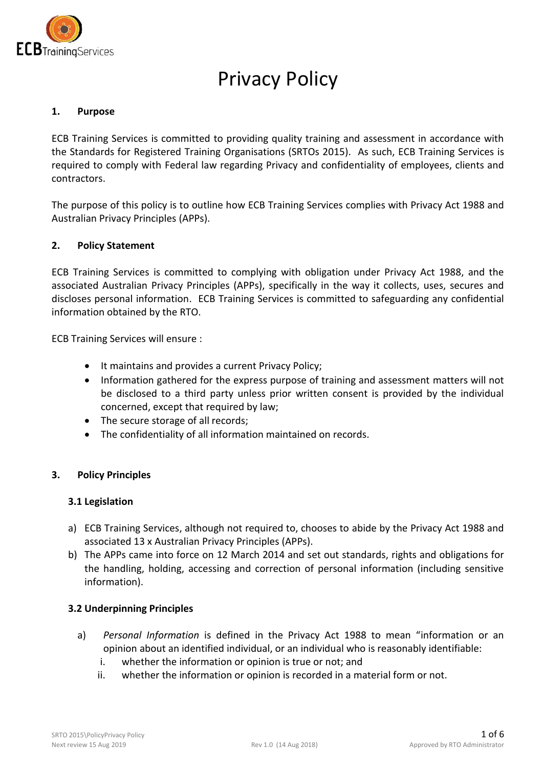# Privacy Policy

## 1. Purpose

ECB Training Services is committed to providing quality training and assessment in accordance with the Standards for Registered Training Organisations (SRTOs 2015). As such, ECB Training Services is required to comply with Federal law regarding Privacy and confidentiality of employees, clients and contractors.

The purpose of this policy is to outline how ECB Training Services complies with Privacy Act 1988 and Australian Privacy Principles (APPs).

## 2. Policy Statement

ECB Training Services is committed to complying with obligation under Privacy Act 1988, and the associated Australian Privacy Principles (APPs), specifically in the way it collects, uses, secures and discloses personal information. ECB Training Services is committed to safeguarding any confidential information obtained by the RTO.

ECB Training Services will ensure :

- It maintains and provides a current Privacy Policy;
- Information gathered for the express purpose of training and assessment matters will not be disclosed to a third party unless prior written consent is provided by the individual concerned, except that required by law;
- The secure storage of all records;
- The confidentiality of all information maintained on records.

## 3. Policy Principles

### 3.1 Legislation

a) ECB Training Services, although not required to, chooses to abide by the Privacy Act 1988 and associated 13 x Australian Privacy Principles (APPs).

b) The APPs came into force on 12 March 2014 and set out standards, rights and obligations for the handling, holding, accessing and correction of personal information (including sensitive information).

### 3.2 Underpinning Principles

a) *Personal Information* is defined in the Privacy Act 1988 to mean "information or an opinion about an identified individual, or an individual who is reasonably identifiable:

   i. whether the information or opinion is true or not; and

   ii. whether the information or opinion is recorded in a material form or not.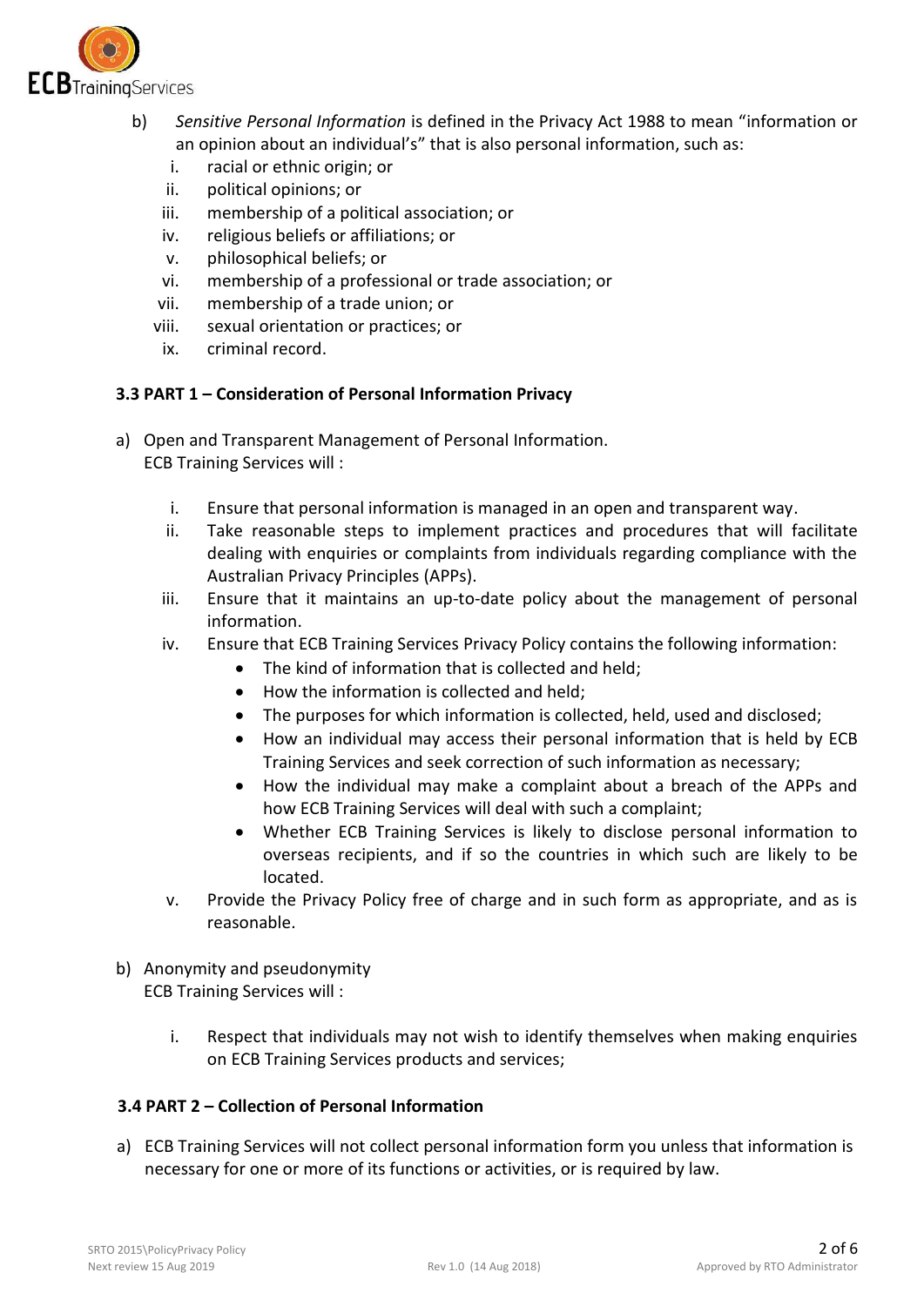b) *Sensitive Personal Information* is defined in the Privacy Act 1988 to mean "information or an opinion about an individual's" that is also personal information, such as:
   i. racial or ethnic origin; or
   ii. political opinions; or
   iii. membership of a political association; or
   iv. religious beliefs or affiliations; or
   v. philosophical beliefs; or
   vi. membership of a professional or trade association; or
   vii. membership of a trade union; or
   viii. sexual orientation or practices; or
   ix. criminal record.

### 3.3 PART 1 – Consideration of Personal Information Privacy

a) Open and Transparent Management of Personal Information.
   ECB Training Services will :

   i. Ensure that personal information is managed in an open and transparent way.
   ii. Take reasonable steps to implement practices and procedures that will facilitate dealing with enquiries or complaints from individuals regarding compliance with the Australian Privacy Principles (APPs).
   iii. Ensure that it maintains an up-to-date policy about the management of personal information.
   iv. Ensure that ECB Training Services Privacy Policy contains the following information:
      - The kind of information that is collected and held;
      - How the information is collected and held;
      - The purposes for which information is collected, held, used and disclosed;
      - How an individual may access their personal information that is held by ECB Training Services and seek correction of such information as necessary;
      - How the individual may make a complaint about a breach of the APPs and how ECB Training Services will deal with such a complaint;
      - Whether ECB Training Services is likely to disclose personal information to overseas recipients, and if so the countries in which such are likely to be located.
   v. Provide the Privacy Policy free of charge and in such form as appropriate, and as is reasonable.

b) Anonymity and pseudonymity
   ECB Training Services will :

   i. Respect that individuals may not wish to identify themselves when making enquiries on ECB Training Services products and services;

### 3.4 PART 2 – Collection of Personal Information

a) ECB Training Services will not collect personal information form you unless that information is necessary for one or more of its functions or activities, or is required by law.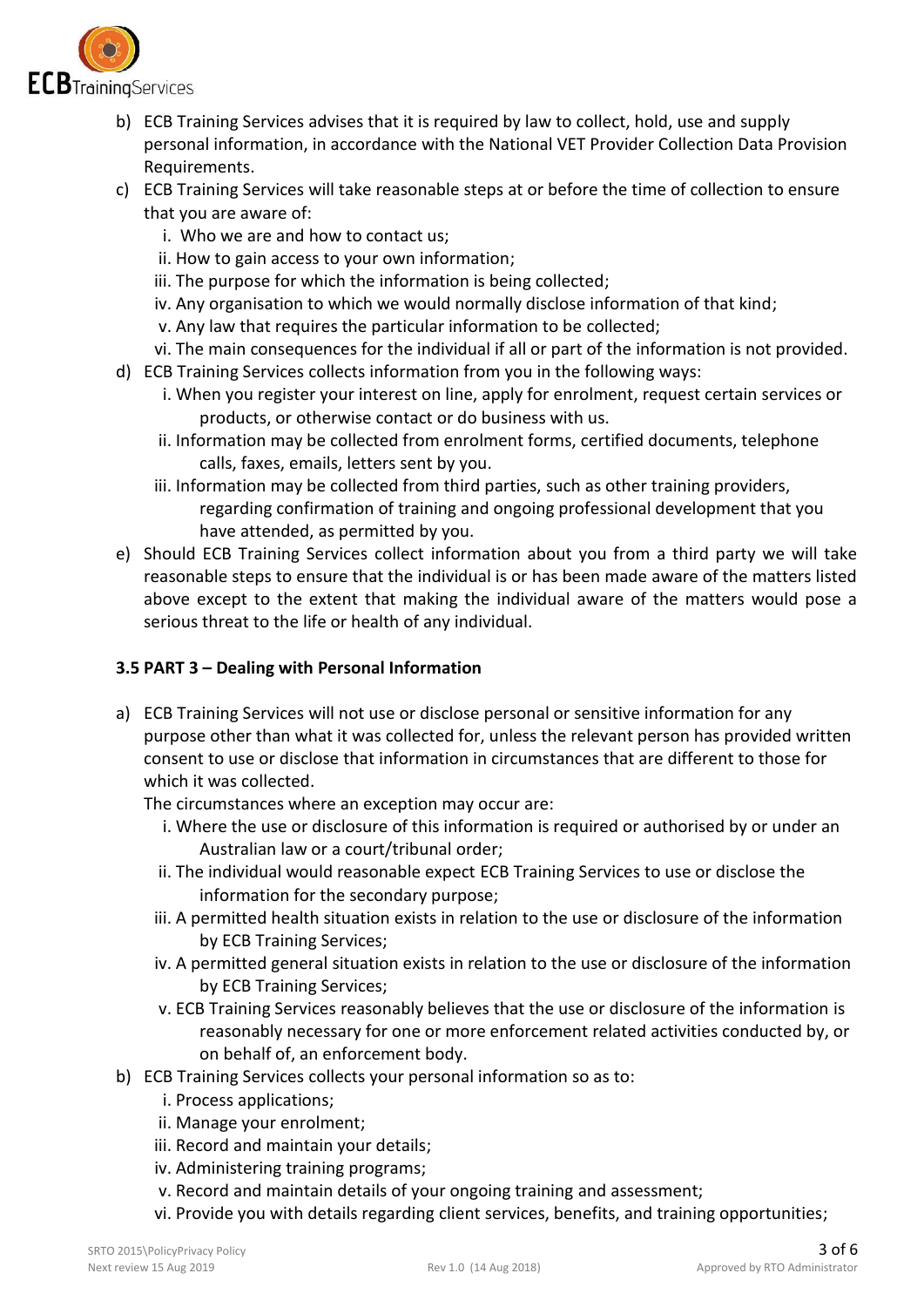b) ECB Training Services advises that it is required by law to collect, hold, use and supply personal information, in accordance with the National VET Provider Collection Data Provision Requirements.

c) ECB Training Services will take reasonable steps at or before the time of collection to ensure that you are aware of:
   - i. Who we are and how to contact us;
   - ii. How to gain access to your own information;
   - iii. The purpose for which the information is being collected;
   - iv. Any organisation to which we would normally disclose information of that kind;
   - v. Any law that requires the particular information to be collected;
   - vi. The main consequences for the individual if all or part of the information is not provided.

d) ECB Training Services collects information from you in the following ways:
   - i. When you register your interest on line, apply for enrolment, request certain services or products, or otherwise contact or do business with us.
   - ii. Information may be collected from enrolment forms, certified documents, telephone calls, faxes, emails, letters sent by you.
   - iii. Information may be collected from third parties, such as other training providers, regarding confirmation of training and ongoing professional development that you have attended, as permitted by you.

e) Should ECB Training Services collect information about you from a third party we will take reasonable steps to ensure that the individual is or has been made aware of the matters listed above except to the extent that making the individual aware of the matters would pose a serious threat to the life or health of any individual.

### 3.5 PART 3 – Dealing with Personal Information

a) ECB Training Services will not use or disclose personal or sensitive information for any purpose other than what it was collected for, unless the relevant person has provided written consent to use or disclose that information in circumstances that are different to those for which it was collected.

   The circumstances where an exception may occur are:
   - i. Where the use or disclosure of this information is required or authorised by or under an Australian law or a court/tribunal order;
   - ii. The individual would reasonable expect ECB Training Services to use or disclose the information for the secondary purpose;
   - iii. A permitted health situation exists in relation to the use or disclosure of the information by ECB Training Services;
   - iv. A permitted general situation exists in relation to the use or disclosure of the information by ECB Training Services;
   - v. ECB Training Services reasonably believes that the use or disclosure of the information is reasonably necessary for one or more enforcement related activities conducted by, or on behalf of, an enforcement body.

b) ECB Training Services collects your personal information so as to:
   - i. Process applications;
   - ii. Manage your enrolment;
   - iii. Record and maintain your details;
   - iv. Administering training programs;
   - v. Record and maintain details of your ongoing training and assessment;
   - vi. Provide you with details regarding client services, benefits, and training opportunities;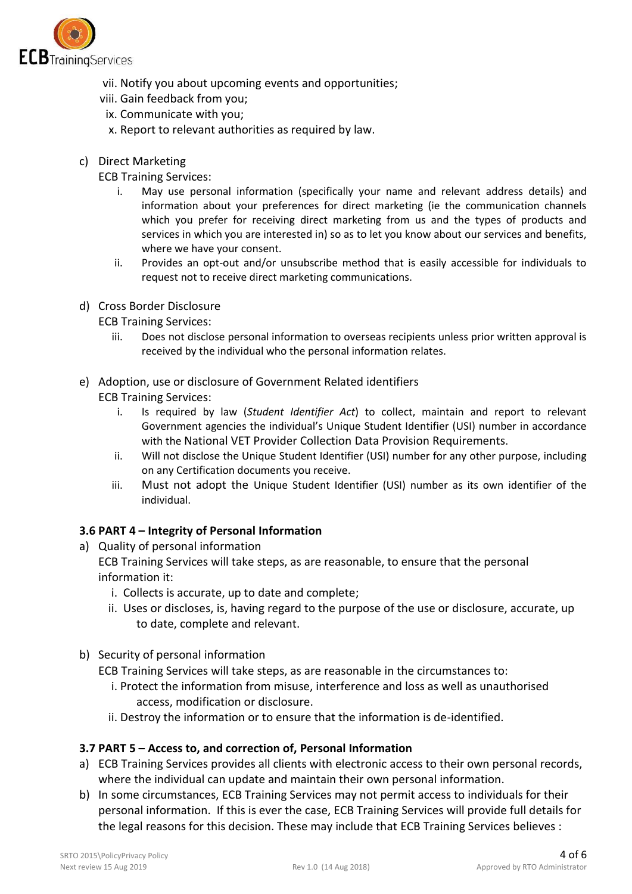vii. Notify you about upcoming events and opportunities;
viii. Gain feedback from you;
ix. Communicate with you;
x. Report to relevant authorities as required by law.

c) Direct Marketing

ECB Training Services:

i. May use personal information (specifically your name and relevant address details) and information about your preferences for direct marketing (ie the communication channels which you prefer for receiving direct marketing from us and the types of products and services in which you are interested in) so as to let you know about our services and benefits, where we have your consent.
ii. Provides an opt-out and/or unsubscribe method that is easily accessible for individuals to request not to receive direct marketing communications.

d) Cross Border Disclosure

ECB Training Services:

iii. Does not disclose personal information to overseas recipients unless prior written approval is received by the individual who the personal information relates.

e) Adoption, use or disclosure of Government Related identifiers

ECB Training Services:

i. Is required by law (*Student Identifier Act*) to collect, maintain and report to relevant Government agencies the individual's Unique Student Identifier (USI) number in accordance with the National VET Provider Collection Data Provision Requirements.
ii. Will not disclose the Unique Student Identifier (USI) number for any other purpose, including on any Certification documents you receive.
iii. Must not adopt the Unique Student Identifier (USI) number as its own identifier of the individual.

### 3.6 PART 4 – Integrity of Personal Information

a) Quality of personal information

ECB Training Services will take steps, as are reasonable, to ensure that the personal information it:

i. Collects is accurate, up to date and complete;
ii. Uses or discloses, is, having regard to the purpose of the use or disclosure, accurate, up to date, complete and relevant.

b) Security of personal information

ECB Training Services will take steps, as are reasonable in the circumstances to:

i. Protect the information from misuse, interference and loss as well as unauthorised access, modification or disclosure.
ii. Destroy the information or to ensure that the information is de-identified.

### 3.7 PART 5 – Access to, and correction of, Personal Information

a) ECB Training Services provides all clients with electronic access to their own personal records, where the individual can update and maintain their own personal information.

b) In some circumstances, ECB Training Services may not permit access to individuals for their personal information. If this is ever the case, ECB Training Services will provide full details for the legal reasons for this decision. These may include that ECB Training Services believes :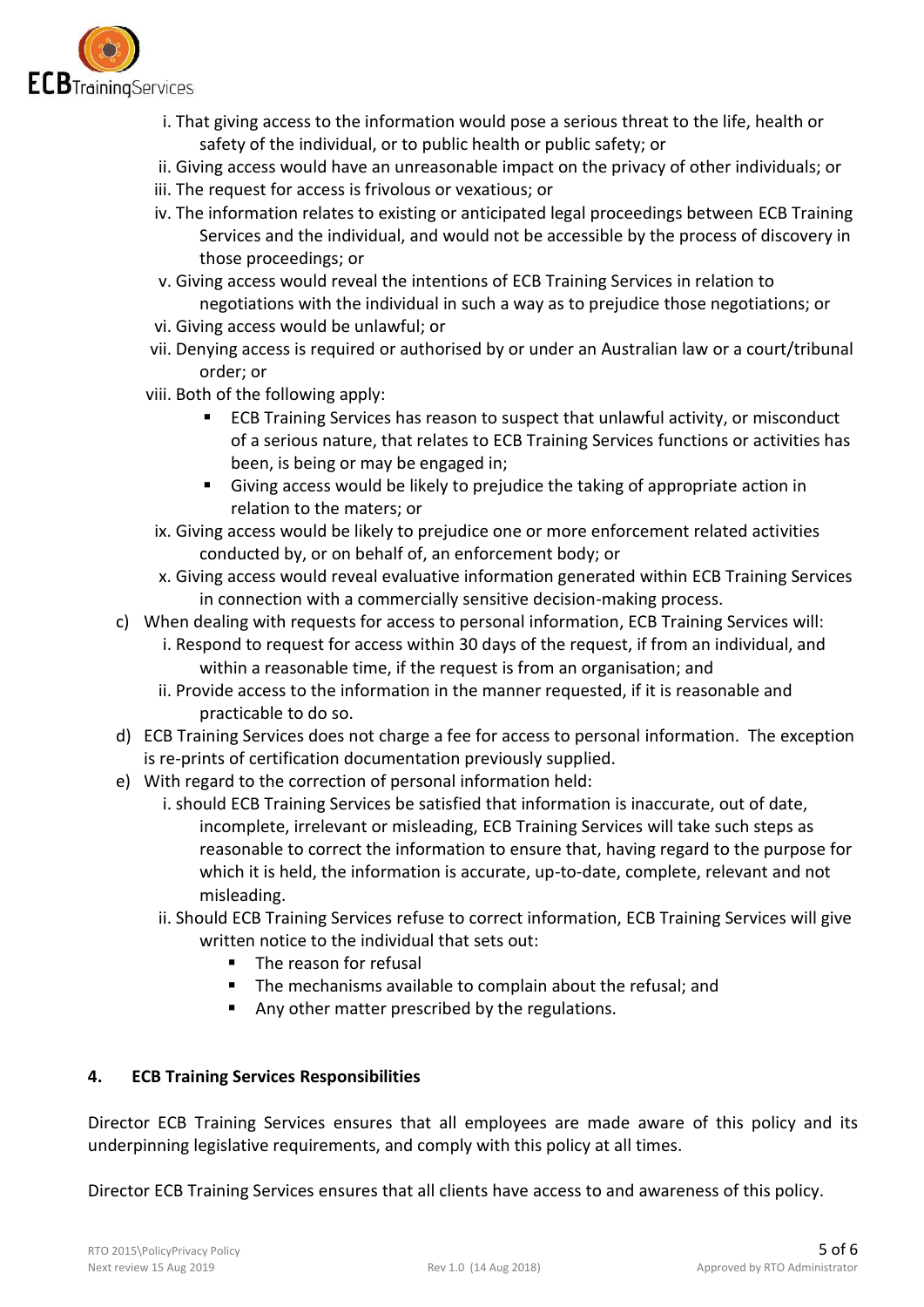i. That giving access to the information would pose a serious threat to the life, health or safety of the individual, or to public health or public safety; or
ii. Giving access would have an unreasonable impact on the privacy of other individuals; or
iii. The request for access is frivolous or vexatious; or
iv. The information relates to existing or anticipated legal proceedings between ECB Training Services and the individual, and would not be accessible by the process of discovery in those proceedings; or
v. Giving access would reveal the intentions of ECB Training Services in relation to negotiations with the individual in such a way as to prejudice those negotiations; or
vi. Giving access would be unlawful; or
vii. Denying access is required or authorised by or under an Australian law or a court/tribunal order; or
viii. Both of the following apply:
    - ECB Training Services has reason to suspect that unlawful activity, or misconduct of a serious nature, that relates to ECB Training Services functions or activities has been, is being or may be engaged in;
    - Giving access would be likely to prejudice the taking of appropriate action in relation to the maters; or
ix. Giving access would be likely to prejudice one or more enforcement related activities conducted by, or on behalf of, an enforcement body; or
x. Giving access would reveal evaluative information generated within ECB Training Services in connection with a commercially sensitive decision-making process.

c) When dealing with requests for access to personal information, ECB Training Services will:
   i. Respond to request for access within 30 days of the request, if from an individual, and within a reasonable time, if the request is from an organisation; and
   ii. Provide access to the information in the manner requested, if it is reasonable and practicable to do so.

d) ECB Training Services does not charge a fee for access to personal information. The exception is re-prints of certification documentation previously supplied.

e) With regard to the correction of personal information held:
   i. should ECB Training Services be satisfied that information is inaccurate, out of date, incomplete, irrelevant or misleading, ECB Training Services will take such steps as reasonable to correct the information to ensure that, having regard to the purpose for which it is held, the information is accurate, up-to-date, complete, relevant and not misleading.
   ii. Should ECB Training Services refuse to correct information, ECB Training Services will give written notice to the individual that sets out:
      - The reason for refusal
      - The mechanisms available to complain about the refusal; and
      - Any other matter prescribed by the regulations.

## 4. ECB Training Services Responsibilities

Director ECB Training Services ensures that all employees are made aware of this policy and its underpinning legislative requirements, and comply with this policy at all times.

Director ECB Training Services ensures that all clients have access to and awareness of this policy.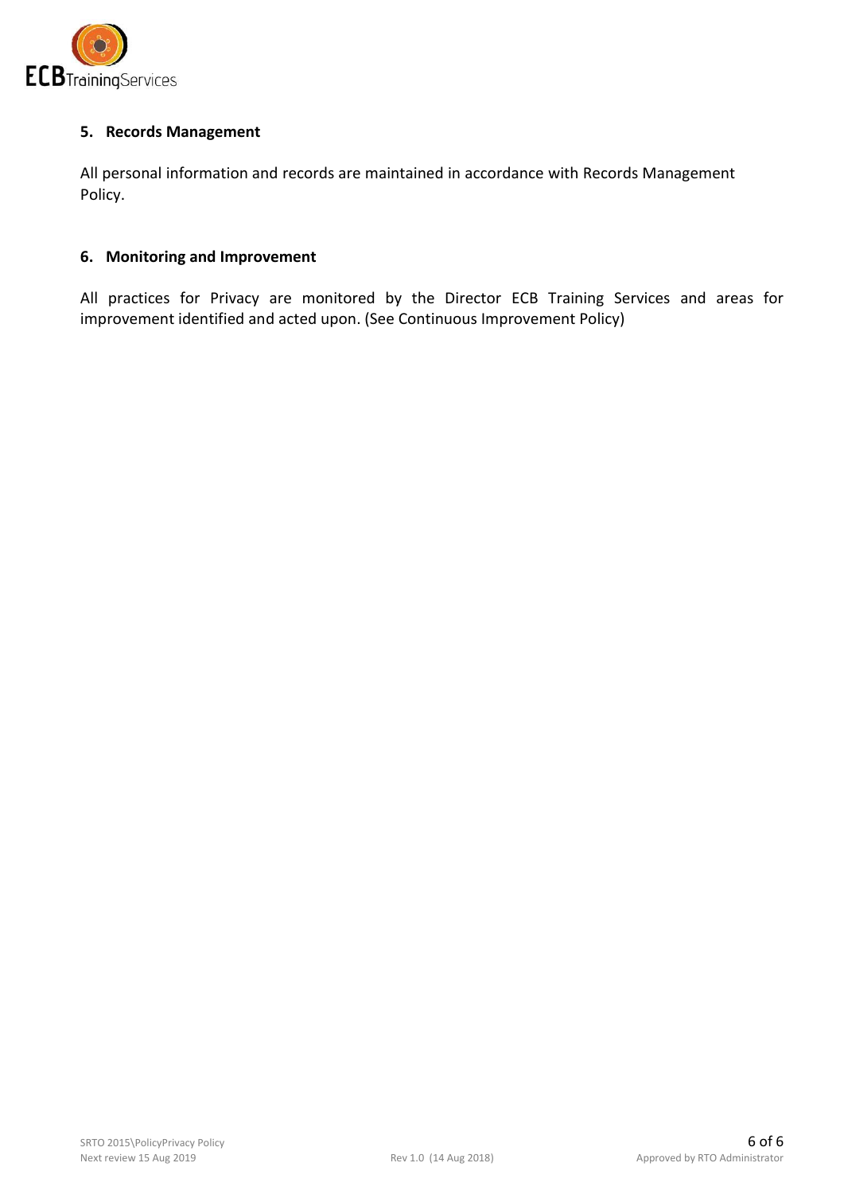## 5. Records Management

All personal information and records are maintained in accordance with Records Management Policy.

## 6. Monitoring and Improvement

All practices for Privacy are monitored by the Director ECB Training Services and areas for improvement identified and acted upon. (See Continuous Improvement Policy)